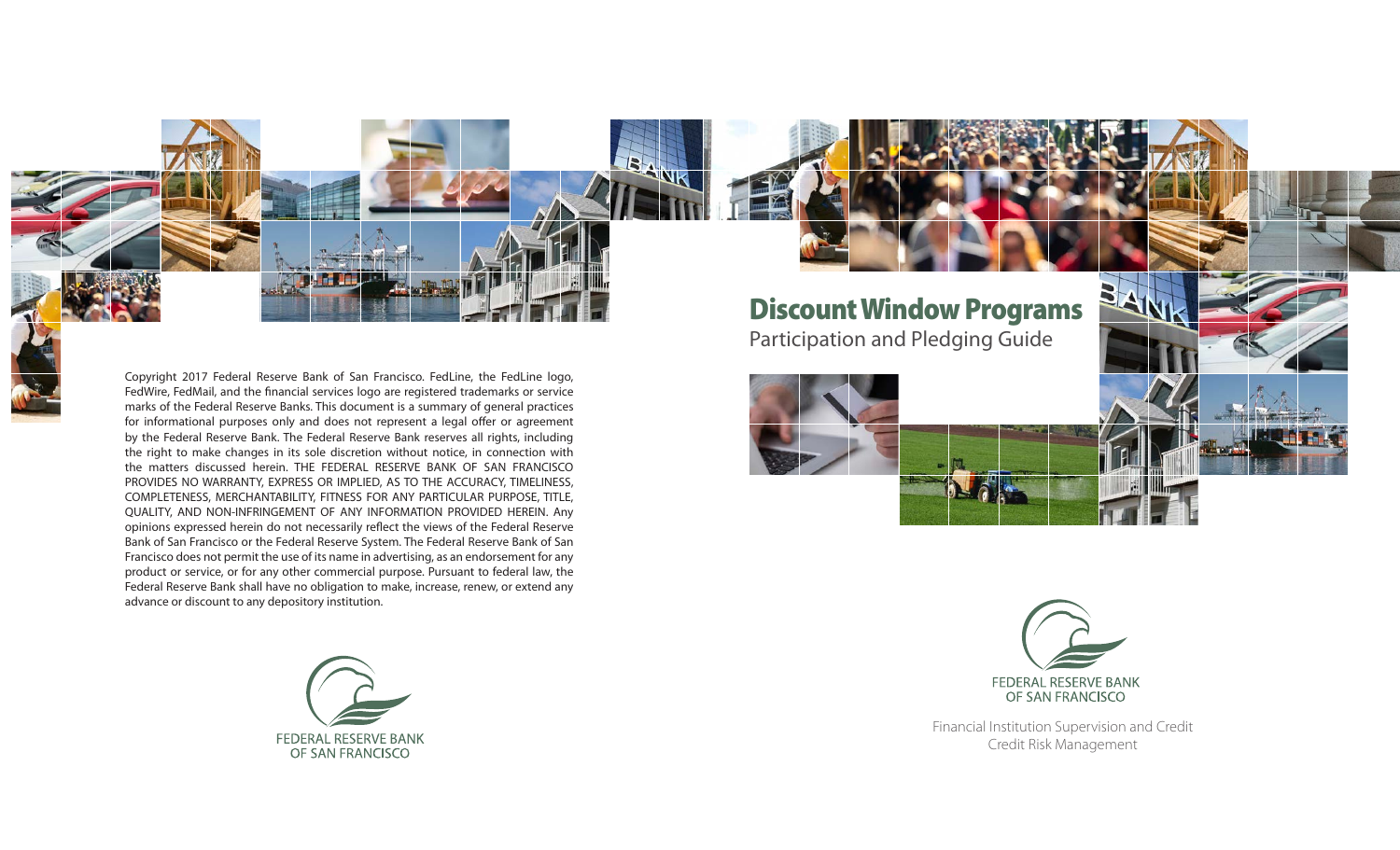# Discount Window Programs

## Participation and Pledging Guide

FEDERAL RESERVE BANK OF SAN FRANCISCO

Financial Institution Supervision and Credit
Credit Risk Management

Copyright 2017 Federal Reserve Bank of San Francisco. FedLine, the FedLine logo, FedWire, FedMail, and the financial services logo are registered trademarks or service marks of the Federal Reserve Banks. This document is a summary of general practices for informational purposes only and does not represent a legal offer or agreement by the Federal Reserve Bank. The Federal Reserve Bank reserves all rights, including the right to make changes in its sole discretion without notice, in connection with the matters discussed herein. THE FEDERAL RESERVE BANK OF SAN FRANCISCO PROVIDES NO WARRANTY, EXPRESS OR IMPLIED, AS TO THE ACCURACY, TIMELINESS, COMPLETENESS, MERCHANTABILITY, FITNESS FOR ANY PARTICULAR PURPOSE, TITLE, QUALITY, AND NON-INFRINGEMENT OF ANY INFORMATION PROVIDED HEREIN. Any opinions expressed herein do not necessarily reflect the views of the Federal Reserve Bank of San Francisco or the Federal Reserve System. The Federal Reserve Bank of San Francisco does not permit the use of its name in advertising, as an endorsement for any product or service, or for any other commercial purpose. Pursuant to federal law, the Federal Reserve Bank shall have no obligation to make, increase, renew, or extend any advance or discount to any depository institution.

FEDERAL RESERVE BANK OF SAN FRANCISCO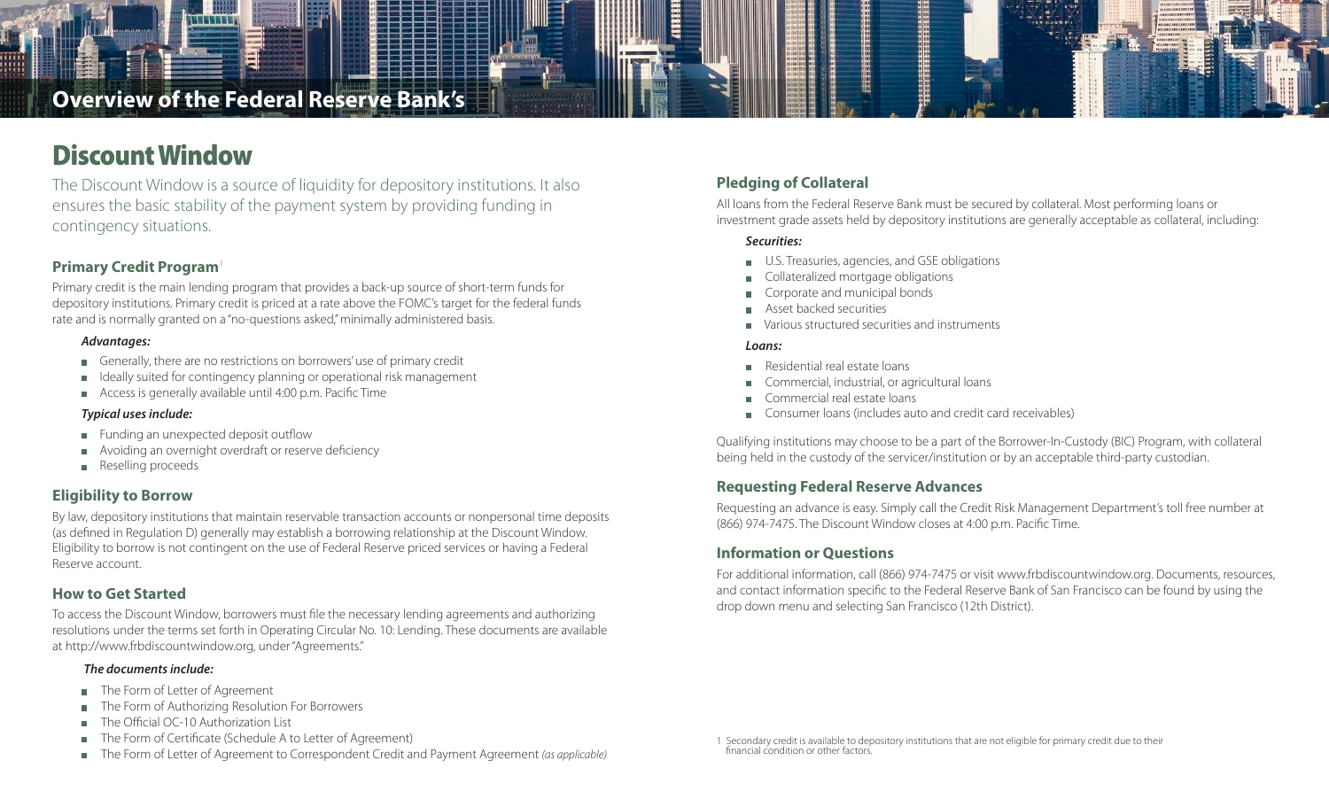# Overview of the Federal Reserve Bank's

# Discount Window

The Discount Window is a source of liquidity for depository institutions. It also ensures the basic stability of the payment system by providing funding in contingency situations.

## Primary Credit Program[1]

Primary credit is the main lending program that provides a back-up source of short-term funds for depository institutions. Primary credit is priced at a rate above the FOMC's target for the federal funds rate and is normally granted on a "no-questions asked," minimally administered basis.

***Advantages:***

- Generally, there are no restrictions on borrowers' use of primary credit
- Ideally suited for contingency planning or operational risk management
- Access is generally available until 4:00 p.m. Pacific Time

***Typical uses include:***

- Funding an unexpected deposit outflow
- Avoiding an overnight overdraft or reserve deficiency
- Reselling proceeds

## Eligibility to Borrow

By law, depository institutions that maintain reservable transaction accounts or nonpersonal time deposits (as defined in Regulation D) generally may establish a borrowing relationship at the Discount Window. Eligibility to borrow is not contingent on the use of Federal Reserve priced services or having a Federal Reserve account.

## How to Get Started

To access the Discount Window, borrowers must file the necessary lending agreements and authorizing resolutions under the terms set forth in Operating Circular No. 10: Lending. These documents are available at http://www.frbdiscountwindow.org, under "Agreements."

***The documents include:***

- The Form of Letter of Agreement
- The Form of Authorizing Resolution For Borrowers
- The Official OC-10 Authorization List
- The Form of Certificate (Schedule A to Letter of Agreement)
- The Form of Letter of Agreement to Correspondent Credit and Payment Agreement *(as applicable)*

## Pledging of Collateral

All loans from the Federal Reserve Bank must be secured by collateral. Most performing loans or investment grade assets held by depository institutions are generally acceptable as collateral, including:

***Securities:***

- U.S. Treasuries, agencies, and GSE obligations
- Collateralized mortgage obligations
- Corporate and municipal bonds
- Asset backed securities
- Various structured securities and instruments

***Loans:***

- Residential real estate loans
- Commercial, industrial, or agricultural loans
- Commercial real estate loans
- Consumer loans (includes auto and credit card receivables)

Qualifying institutions may choose to be a part of the Borrower-In-Custody (BIC) Program, with collateral being held in the custody of the servicer/institution or by an acceptable third-party custodian.

## Requesting Federal Reserve Advances

Requesting an advance is easy. Simply call the Credit Risk Management Department's toll free number at (866) 974-7475. The Discount Window closes at 4:00 p.m. Pacific Time.

## Information or Questions

For additional information, call (866) 974-7475 or visit www.frbdiscountwindow.org. Documents, resources, and contact information specific to the Federal Reserve Bank of San Francisco can be found by using the drop down menu and selecting San Francisco (12th District).

[1] Secondary credit is available to depository institutions that are not eligible for primary credit due to their financial condition or other factors.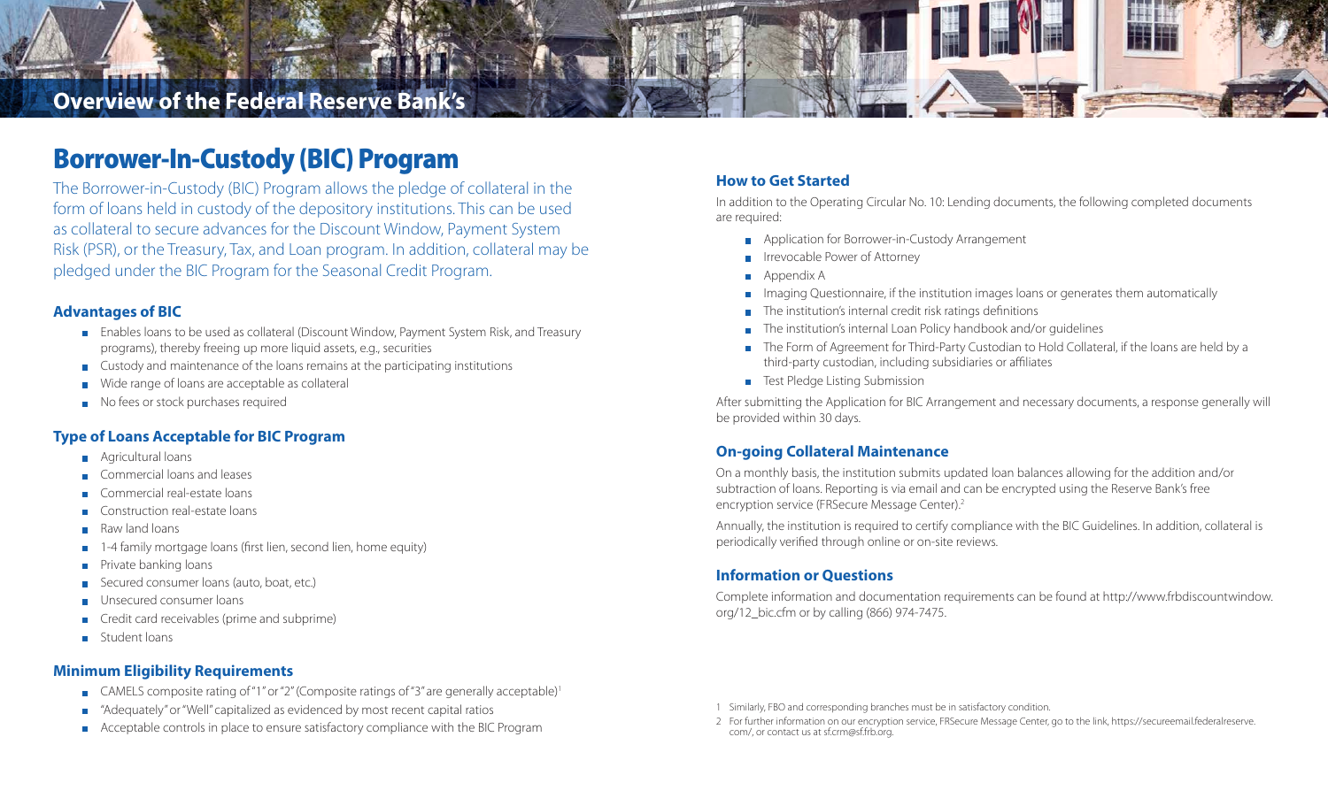# Overview of the Federal Reserve Bank's

# Borrower-In-Custody (BIC) Program

The Borrower-in-Custody (BIC) Program allows the pledge of collateral in the form of loans held in custody of the depository institutions. This can be used as collateral to secure advances for the Discount Window, Payment System Risk (PSR), or the Treasury, Tax, and Loan program. In addition, collateral may be pledged under the BIC Program for the Seasonal Credit Program.

### Advantages of BIC

- Enables loans to be used as collateral (Discount Window, Payment System Risk, and Treasury programs), thereby freeing up more liquid assets, e.g., securities
- Custody and maintenance of the loans remains at the participating institutions
- Wide range of loans are acceptable as collateral
- No fees or stock purchases required

### Type of Loans Acceptable for BIC Program

- Agricultural loans
- Commercial loans and leases
- Commercial real-estate loans
- Construction real-estate loans
- Raw land loans
- 1-4 family mortgage loans (first lien, second lien, home equity)
- Private banking loans
- Secured consumer loans (auto, boat, etc.)
- Unsecured consumer loans
- Credit card receivables (prime and subprime)
- Student loans

### Minimum Eligibility Requirements

- CAMELS composite rating of "1" or "2" (Composite ratings of "3" are generally acceptable)[1]
- "Adequately" or "Well" capitalized as evidenced by most recent capital ratios
- Acceptable controls in place to ensure satisfactory compliance with the BIC Program

### How to Get Started

In addition to the Operating Circular No. 10: Lending documents, the following completed documents are required:

- Application for Borrower-in-Custody Arrangement
- Irrevocable Power of Attorney
- Appendix A
- Imaging Questionnaire, if the institution images loans or generates them automatically
- The institution's internal credit risk ratings definitions
- The institution's internal Loan Policy handbook and/or guidelines
- The Form of Agreement for Third-Party Custodian to Hold Collateral, if the loans are held by a third-party custodian, including subsidiaries or affiliates
- Test Pledge Listing Submission

After submitting the Application for BIC Arrangement and necessary documents, a response generally will be provided within 30 days.

### On-going Collateral Maintenance

On a monthly basis, the institution submits updated loan balances allowing for the addition and/or subtraction of loans. Reporting is via email and can be encrypted using the Reserve Bank's free encryption service (FRSecure Message Center).[2]

Annually, the institution is required to certify compliance with the BIC Guidelines. In addition, collateral is periodically verified through online or on-site reviews.

### Information or Questions

Complete information and documentation requirements can be found at http://www.frbdiscountwindow.org/12_bic.cfm or by calling (866) 974-7475.

1 Similarly, FBO and corresponding branches must be in satisfactory condition.

2 For further information on our encryption service, FRSecure Message Center, go to the link, https://secureemail.federalreserve.com/, or contact us at sf.crm@sf.frb.org.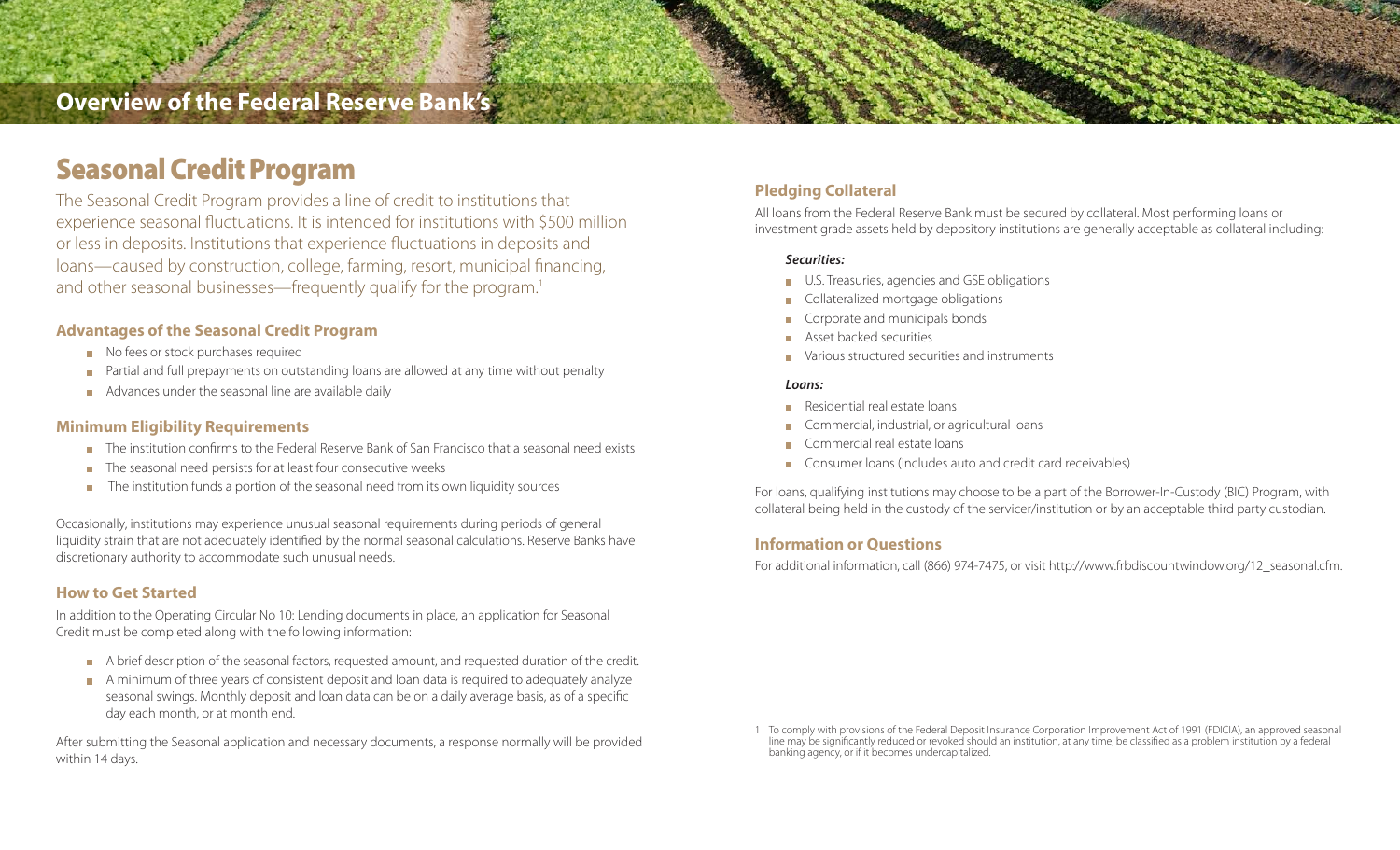## Overview of the Federal Reserve Bank's

# Seasonal Credit Program

The Seasonal Credit Program provides a line of credit to institutions that experience seasonal fluctuations. It is intended for institutions with $500 million or less in deposits. Institutions that experience fluctuations in deposits and loans—caused by construction, college, farming, resort, municipal financing, and other seasonal businesses—frequently qualify for the program.[1]

### Advantages of the Seasonal Credit Program

- No fees or stock purchases required
- Partial and full prepayments on outstanding loans are allowed at any time without penalty
- Advances under the seasonal line are available daily

### Minimum Eligibility Requirements

- The institution confirms to the Federal Reserve Bank of San Francisco that a seasonal need exists
- The seasonal need persists for at least four consecutive weeks
- The institution funds a portion of the seasonal need from its own liquidity sources

Occasionally, institutions may experience unusual seasonal requirements during periods of general liquidity strain that are not adequately identified by the normal seasonal calculations. Reserve Banks have discretionary authority to accommodate such unusual needs.

### How to Get Started

In addition to the Operating Circular No 10: Lending documents in place, an application for Seasonal Credit must be completed along with the following information:

- A brief description of the seasonal factors, requested amount, and requested duration of the credit.
- A minimum of three years of consistent deposit and loan data is required to adequately analyze seasonal swings. Monthly deposit and loan data can be on a daily average basis, as of a specific day each month, or at month end.

After submitting the Seasonal application and necessary documents, a response normally will be provided within 14 days.

### Pledging Collateral

All loans from the Federal Reserve Bank must be secured by collateral. Most performing loans or investment grade assets held by depository institutions are generally acceptable as collateral including:

***Securities:***

- U.S. Treasuries, agencies and GSE obligations
- Collateralized mortgage obligations
- Corporate and municipals bonds
- Asset backed securities
- Various structured securities and instruments

***Loans:***

- Residential real estate loans
- Commercial, industrial, or agricultural loans
- Commercial real estate loans
- Consumer loans (includes auto and credit card receivables)

For loans, qualifying institutions may choose to be a part of the Borrower-In-Custody (BIC) Program, with collateral being held in the custody of the servicer/institution or by an acceptable third party custodian.

### Information or Questions

For additional information, call (866) 974-7475, or visit http://www.frbdiscountwindow.org/12_seasonal.cfm.

[1] To comply with provisions of the Federal Deposit Insurance Corporation Improvement Act of 1991 (FDICIA), an approved seasonal line may be significantly reduced or revoked should an institution, at any time, be classified as a problem institution by a federal banking agency, or if it becomes undercapitalized.